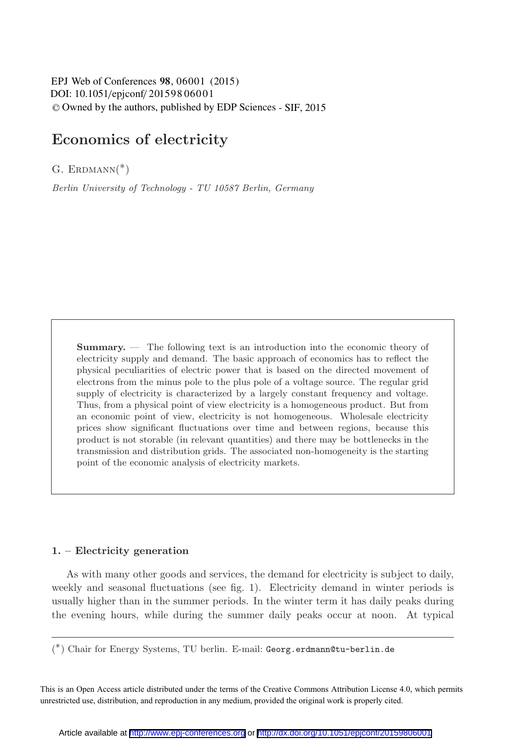# Economics of electricity

G. Erdmann(*)

*Berlin University of Technology - TU 10587 Berlin, Germany*

**Summary.** — The following text is an introduction into the economic theory of electricity supply and demand. The basic approach of economics has to reflect the physical peculiarities of electric power that is based on the directed movement of electrons from the minus pole to the plus pole of a voltage source. The regular grid supply of electricity is characterized by a largely constant frequency and voltage. Thus, from a physical point of view electricity is a homogeneous product. But from an economic point of view, electricity is not homogeneous. Wholesale electricity prices show significant fluctuations over time and between regions, because this product is not storable (in relevant quantities) and there may be bottlenecks in the transmission and distribution grids. The associated non-homogeneity is the starting point of the economic analysis of electricity markets.

## 1. – Electricity generation

As with many other goods and services, the demand for electricity is subject to daily, weekly and seasonal fluctuations (see fig. 1). Electricity demand in winter periods is usually higher than in the summer periods. In the winter term it has daily peaks during the evening hours, while during the summer daily peaks occur at noon. At typical

(*) Chair for Energy Systems, TU berlin. E-mail: Georg.erdmann@tu-berlin.de

This is an Open Access article distributed under the terms of the Creative Commons Attribution License 4.0, which permits unrestricted use, distribution, and reproduction in any medium, provided the original work is properly cited.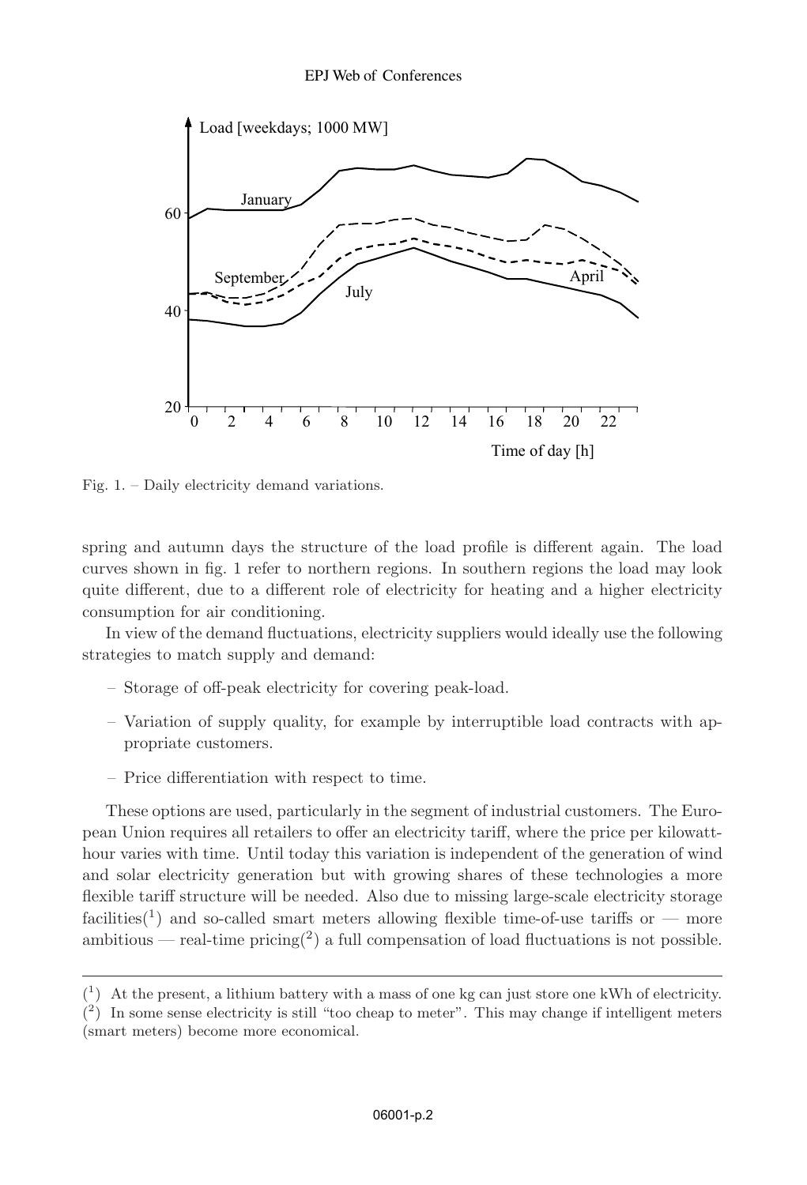Fig. 1. – Daily electricity demand variations.

spring and autumn days the structure of the load profile is different again. The load curves shown in fig. 1 refer to northern regions. In southern regions the load may look quite different, due to a different role of electricity for heating and a higher electricity consumption for air conditioning.

In view of the demand fluctuations, electricity suppliers would ideally use the following strategies to match supply and demand:

- Storage of off-peak electricity for covering peak-load.
- Variation of supply quality, for example by interruptible load contracts with appropriate customers.
- Price differentiation with respect to time.

These options are used, particularly in the segment of industrial customers. The European Union requires all retailers to offer an electricity tariff, where the price per kilowatt-hour varies with time. Until today this variation is independent of the generation of wind and solar electricity generation but with growing shares of these technologies a more flexible tariff structure will be needed. Also due to missing large-scale electricity storage facilities(1) and so-called smart meters allowing flexible time-of-use tariffs or — more ambitious — real-time pricing(2) a full compensation of load fluctuations is not possible.

---

(1) At the present, a lithium battery with a mass of one kg can just store one kWh of electricity.
(2) In some sense electricity is still "too cheap to meter". This may change if intelligent meters (smart meters) become more economical.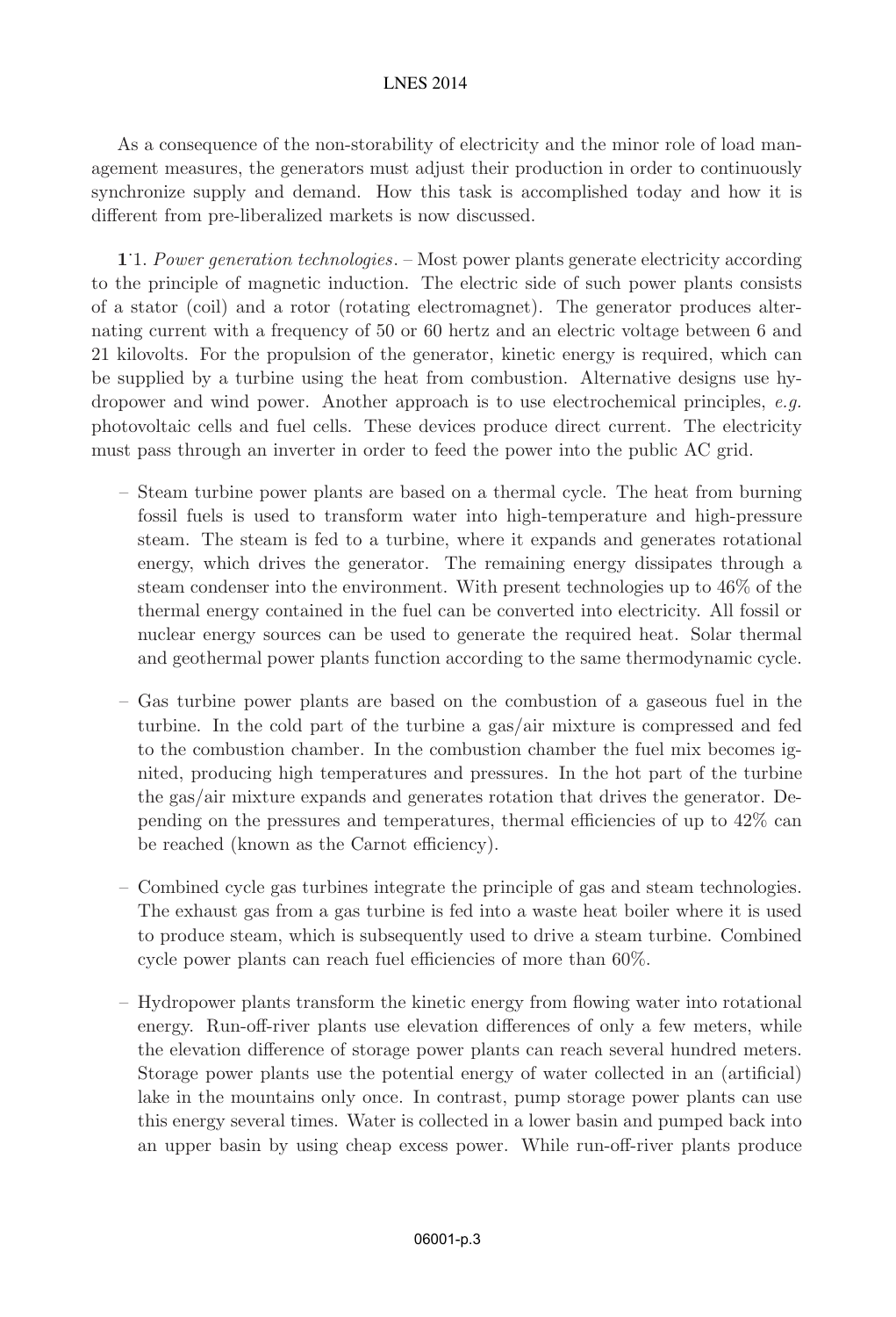As a consequence of the non-storability of electricity and the minor role of load management measures, the generators must adjust their production in order to continuously synchronize supply and demand. How this task is accomplished today and how it is different from pre-liberalized markets is now discussed.

**1**·1. *Power generation technologies*. – Most power plants generate electricity according to the principle of magnetic induction. The electric side of such power plants consists of a stator (coil) and a rotor (rotating electromagnet). The generator produces alternating current with a frequency of 50 or 60 hertz and an electric voltage between 6 and 21 kilovolts. For the propulsion of the generator, kinetic energy is required, which can be supplied by a turbine using the heat from combustion. Alternative designs use hydropower and wind power. Another approach is to use electrochemical principles, *e.g.* photovoltaic cells and fuel cells. These devices produce direct current. The electricity must pass through an inverter in order to feed the power into the public AC grid.

- Steam turbine power plants are based on a thermal cycle. The heat from burning fossil fuels is used to transform water into high-temperature and high-pressure steam. The steam is fed to a turbine, where it expands and generates rotational energy, which drives the generator. The remaining energy dissipates through a steam condenser into the environment. With present technologies up to 46% of the thermal energy contained in the fuel can be converted into electricity. All fossil or nuclear energy sources can be used to generate the required heat. Solar thermal and geothermal power plants function according to the same thermodynamic cycle.

- Gas turbine power plants are based on the combustion of a gaseous fuel in the turbine. In the cold part of the turbine a gas/air mixture is compressed and fed to the combustion chamber. In the combustion chamber the fuel mix becomes ignited, producing high temperatures and pressures. In the hot part of the turbine the gas/air mixture expands and generates rotation that drives the generator. Depending on the pressures and temperatures, thermal efficiencies of up to 42% can be reached (known as the Carnot efficiency).

- Combined cycle gas turbines integrate the principle of gas and steam technologies. The exhaust gas from a gas turbine is fed into a waste heat boiler where it is used to produce steam, which is subsequently used to drive a steam turbine. Combined cycle power plants can reach fuel efficiencies of more than 60%.

- Hydropower plants transform the kinetic energy from flowing water into rotational energy. Run-off-river plants use elevation differences of only a few meters, while the elevation difference of storage power plants can reach several hundred meters. Storage power plants use the potential energy of water collected in an (artificial) lake in the mountains only once. In contrast, pump storage power plants can use this energy several times. Water is collected in a lower basin and pumped back into an upper basin by using cheap excess power. While run-off-river plants produce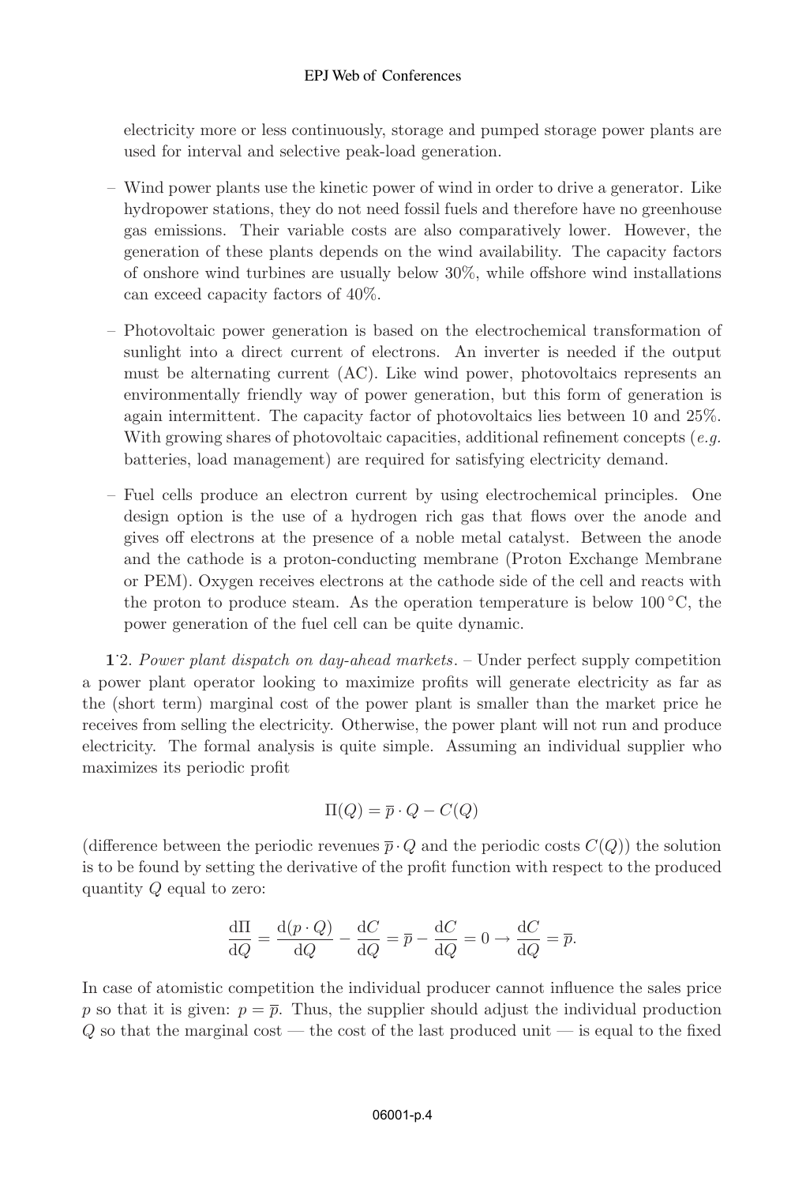electricity more or less continuously, storage and pumped storage power plants are used for interval and selective peak-load generation.

- Wind power plants use the kinetic power of wind in order to drive a generator. Like hydropower stations, they do not need fossil fuels and therefore have no greenhouse gas emissions. Their variable costs are also comparatively lower. However, the generation of these plants depends on the wind availability. The capacity factors of onshore wind turbines are usually below 30%, while offshore wind installations can exceed capacity factors of 40%.

- Photovoltaic power generation is based on the electrochemical transformation of sunlight into a direct current of electrons. An inverter is needed if the output must be alternating current (AC). Like wind power, photovoltaics represents an environmentally friendly way of power generation, but this form of generation is again intermittent. The capacity factor of photovoltaics lies between 10 and 25%. With growing shares of photovoltaic capacities, additional refinement concepts (*e.g.* batteries, load management) are required for satisfying electricity demand.

- Fuel cells produce an electron current by using electrochemical principles. One design option is the use of a hydrogen rich gas that flows over the anode and gives off electrons at the presence of a noble metal catalyst. Between the anode and the cathode is a proton-conducting membrane (Proton Exchange Membrane or PEM). Oxygen receives electrons at the cathode side of the cell and reacts with the proton to produce steam. As the operation temperature is below 100 °C, the power generation of the fuel cell can be quite dynamic.

**1**.2. *Power plant dispatch on day-ahead markets.* – Under perfect supply competition a power plant operator looking to maximize profits will generate electricity as far as the (short term) marginal cost of the power plant is smaller than the market price he receives from selling the electricity. Otherwise, the power plant will not run and produce electricity. The formal analysis is quite simple. Assuming an individual supplier who maximizes its periodic profit

$$\Pi(Q) = \overline{p} \cdot Q - C(Q)$$

(difference between the periodic revenues $\overline{p} \cdot Q$ and the periodic costs $C(Q)$) the solution is to be found by setting the derivative of the profit function with respect to the produced quantity $Q$ equal to zero:

$$\frac{\mathrm{d}\Pi}{\mathrm{d}Q} = \frac{\mathrm{d}(p \cdot Q)}{\mathrm{d}Q} - \frac{\mathrm{d}C}{\mathrm{d}Q} = \overline{p} - \frac{\mathrm{d}C}{\mathrm{d}Q} = 0 \rightarrow \frac{\mathrm{d}C}{\mathrm{d}Q} = \overline{p}.$$

In case of atomistic competition the individual producer cannot influence the sales price $p$ so that it is given: $p = \overline{p}$. Thus, the supplier should adjust the individual production $Q$ so that the marginal cost — the cost of the last produced unit — is equal to the fixed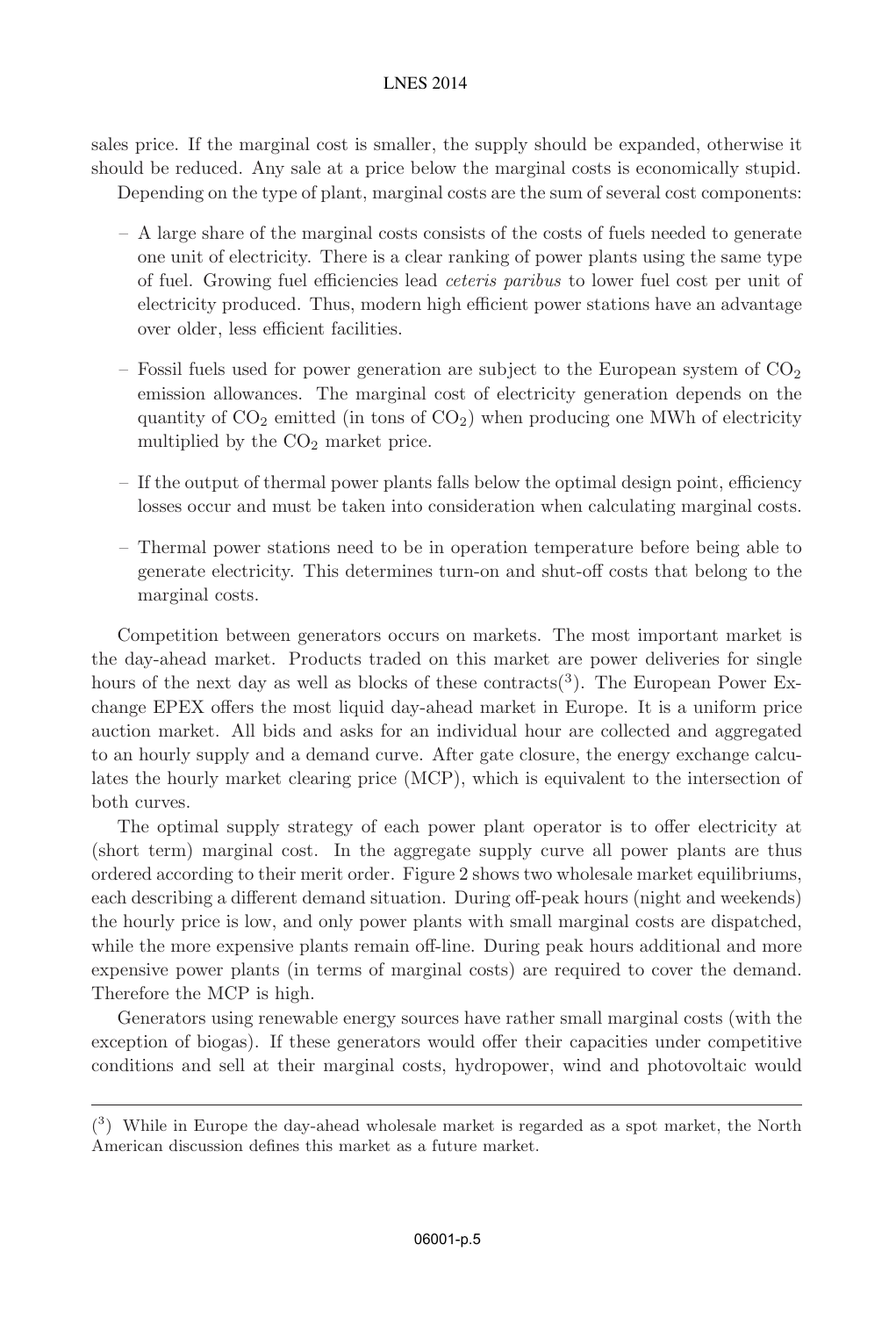sales price. If the marginal cost is smaller, the supply should be expanded, otherwise it should be reduced. Any sale at a price below the marginal costs is economically stupid.

Depending on the type of plant, marginal costs are the sum of several cost components:

- A large share of the marginal costs consists of the costs of fuels needed to generate one unit of electricity. There is a clear ranking of power plants using the same type of fuel. Growing fuel efficiencies lead *ceteris paribus* to lower fuel cost per unit of electricity produced. Thus, modern high efficient power stations have an advantage over older, less efficient facilities.
- Fossil fuels used for power generation are subject to the European system of $CO_2$ emission allowances. The marginal cost of electricity generation depends on the quantity of $CO_2$ emitted (in tons of $CO_2$) when producing one MWh of electricity multiplied by the $CO_2$ market price.
- If the output of thermal power plants falls below the optimal design point, efficiency losses occur and must be taken into consideration when calculating marginal costs.
- Thermal power stations need to be in operation temperature before being able to generate electricity. This determines turn-on and shut-off costs that belong to the marginal costs.

Competition between generators occurs on markets. The most important market is the day-ahead market. Products traded on this market are power deliveries for single hours of the next day as well as blocks of these contracts([3]). The European Power Exchange EPEX offers the most liquid day-ahead market in Europe. It is a uniform price auction market. All bids and asks for an individual hour are collected and aggregated to an hourly supply and a demand curve. After gate closure, the energy exchange calculates the hourly market clearing price (MCP), which is equivalent to the intersection of both curves.

The optimal supply strategy of each power plant operator is to offer electricity at (short term) marginal cost. In the aggregate supply curve all power plants are thus ordered according to their merit order. Figure 2 shows two wholesale market equilibriums, each describing a different demand situation. During off-peak hours (night and weekends) the hourly price is low, and only power plants with small marginal costs are dispatched, while the more expensive plants remain off-line. During peak hours additional and more expensive power plants (in terms of marginal costs) are required to cover the demand. Therefore the MCP is high.

Generators using renewable energy sources have rather small marginal costs (with the exception of biogas). If these generators would offer their capacities under competitive conditions and sell at their marginal costs, hydropower, wind and photovoltaic would

---

([3]) While in Europe the day-ahead wholesale market is regarded as a spot market, the North American discussion defines this market as a future market.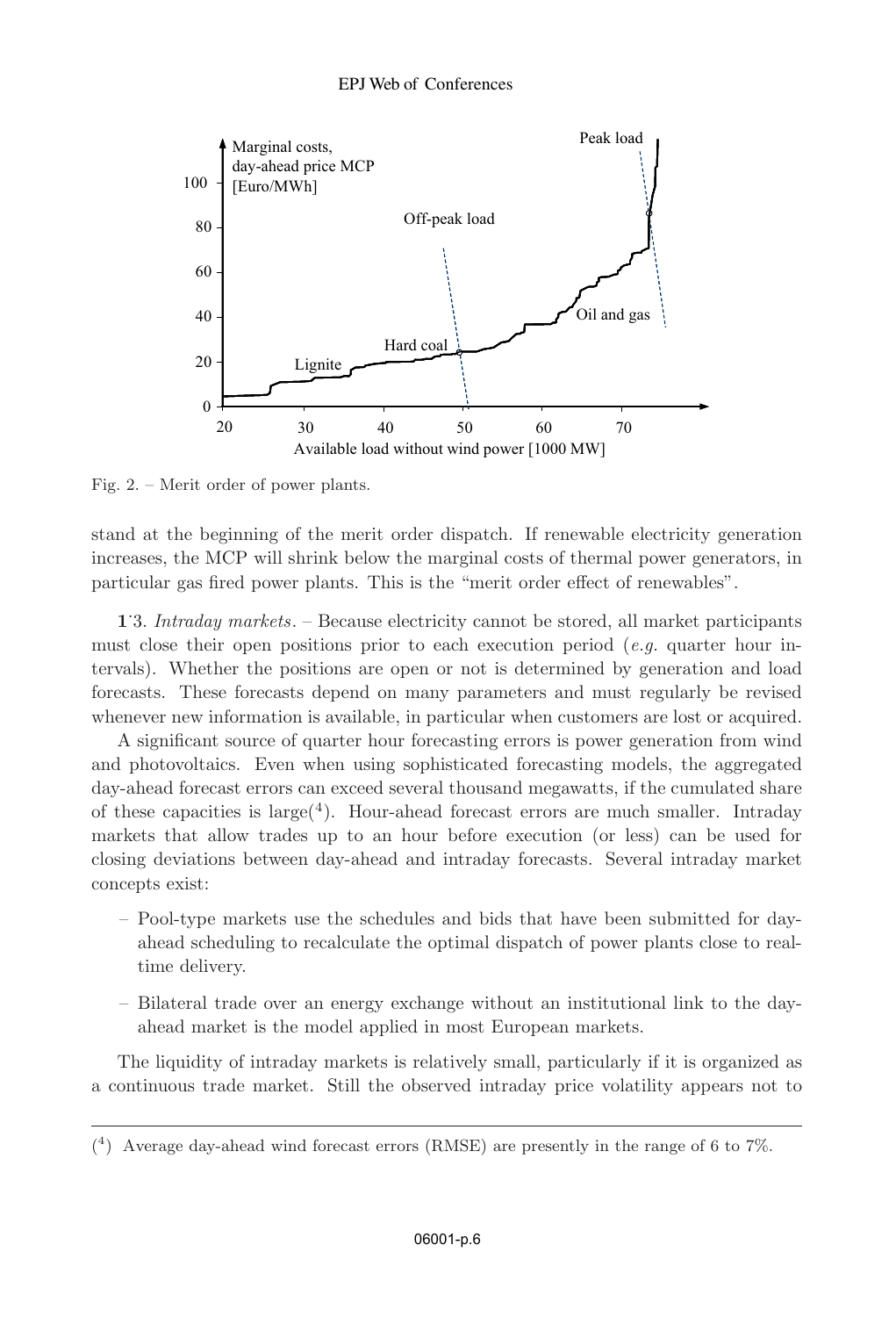Fig. 2. – Merit order of power plants.

stand at the beginning of the merit order dispatch. If renewable electricity generation increases, the MCP will shrink below the marginal costs of thermal power generators, in particular gas fired power plants. This is the "merit order effect of renewables".

**1**·3. *Intraday markets.* – Because electricity cannot be stored, all market participants must close their open positions prior to each execution period (*e.g.* quarter hour intervals). Whether the positions are open or not is determined by generation and load forecasts. These forecasts depend on many parameters and must regularly be revised whenever new information is available, in particular when customers are lost or acquired.

A significant source of quarter hour forecasting errors is power generation from wind and photovoltaics. Even when using sophisticated forecasting models, the aggregated day-ahead forecast errors can exceed several thousand megawatts, if the cumulated share of these capacities is large(4). Hour-ahead forecast errors are much smaller. Intraday markets that allow trades up to an hour before execution (or less) can be used for closing deviations between day-ahead and intraday forecasts. Several intraday market concepts exist:

– Pool-type markets use the schedules and bids that have been submitted for day-ahead scheduling to recalculate the optimal dispatch of power plants close to real-time delivery.

– Bilateral trade over an energy exchange without an institutional link to the day-ahead market is the model applied in most European markets.

The liquidity of intraday markets is relatively small, particularly if it is organized as a continuous trade market. Still the observed intraday price volatility appears not to

(4) Average day-ahead wind forecast errors (RMSE) are presently in the range of 6 to 7%.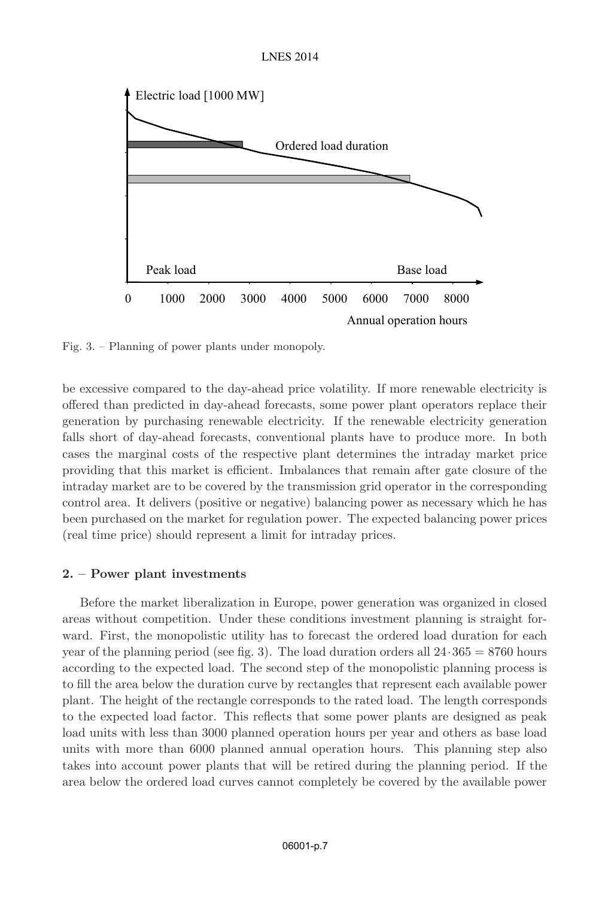Fig. 3. – Planning of power plants under monopoly.

be excessive compared to the day-ahead price volatility. If more renewable electricity is offered than predicted in day-ahead forecasts, some power plant operators replace their generation by purchasing renewable electricity. If the renewable electricity generation falls short of day-ahead forecasts, conventional plants have to produce more. In both cases the marginal costs of the respective plant determines the intraday market price providing that this market is efficient. Imbalances that remain after gate closure of the intraday market are to be covered by the transmission grid operator in the corresponding control area. It delivers (positive or negative) balancing power as necessary which he has been purchased on the market for regulation power. The expected balancing power prices (real time price) should represent a limit for intraday prices.

## 2. – Power plant investments

Before the market liberalization in Europe, power generation was organized in closed areas without competition. Under these conditions investment planning is straight forward. First, the monopolistic utility has to forecast the ordered load duration for each year of the planning period (see fig. 3). The load duration orders all $24 \cdot 365 = 8760$ hours according to the expected load. The second step of the monopolistic planning process is to fill the area below the duration curve by rectangles that represent each available power plant. The height of the rectangle corresponds to the rated load. The length corresponds to the expected load factor. This reflects that some power plants are designed as peak load units with less than 3000 planned operation hours per year and others as base load units with more than 6000 planned annual operation hours. This planning step also takes into account power plants that will be retired during the planning period. If the area below the ordered load curves cannot completely be covered by the available power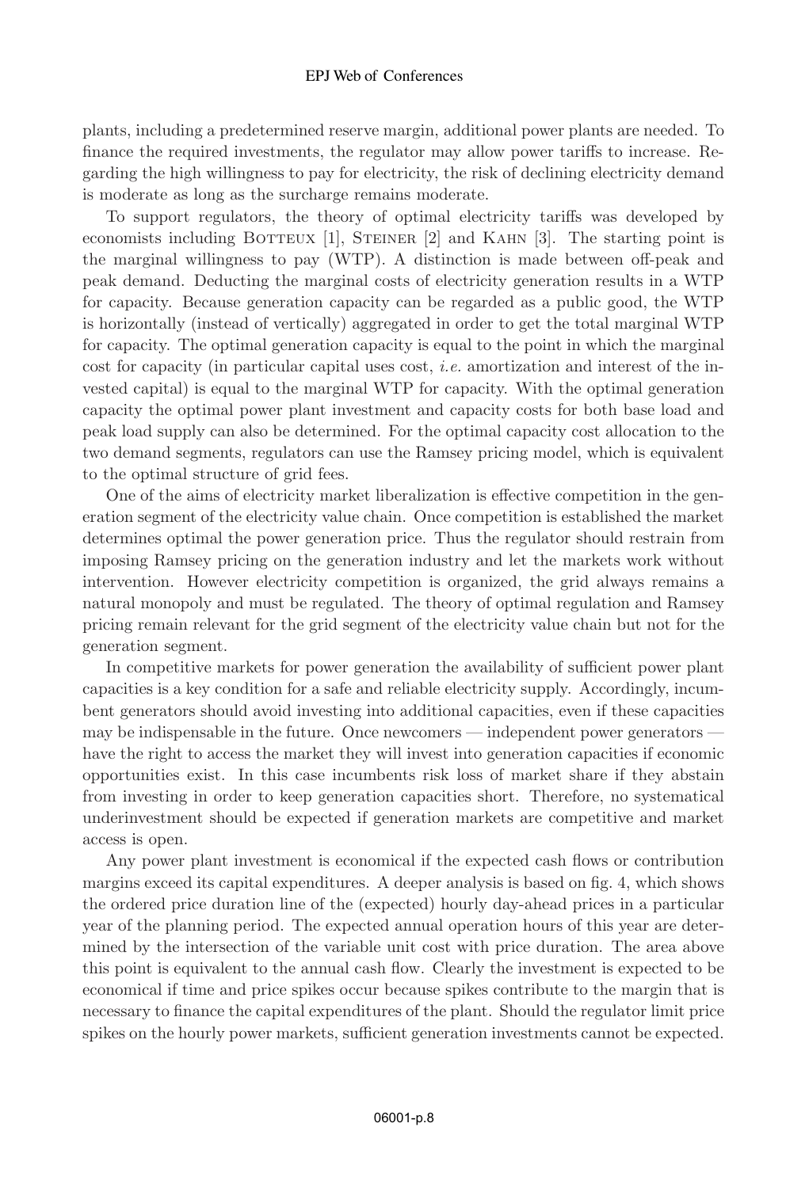plants, including a predetermined reserve margin, additional power plants are needed. To finance the required investments, the regulator may allow power tariffs to increase. Regarding the high willingness to pay for electricity, the risk of declining electricity demand is moderate as long as the surcharge remains moderate.

To support regulators, the theory of optimal electricity tariffs was developed by economists including Botteux [1], Steiner [2] and Kahn [3]. The starting point is the marginal willingness to pay (WTP). A distinction is made between off-peak and peak demand. Deducting the marginal costs of electricity generation results in a WTP for capacity. Because generation capacity can be regarded as a public good, the WTP is horizontally (instead of vertically) aggregated in order to get the total marginal WTP for capacity. The optimal generation capacity is equal to the point in which the marginal cost for capacity (in particular capital uses cost, *i.e.* amortization and interest of the invested capital) is equal to the marginal WTP for capacity. With the optimal generation capacity the optimal power plant investment and capacity costs for both base load and peak load supply can also be determined. For the optimal capacity cost allocation to the two demand segments, regulators can use the Ramsey pricing model, which is equivalent to the optimal structure of grid fees.

One of the aims of electricity market liberalization is effective competition in the generation segment of the electricity value chain. Once competition is established the market determines optimal the power generation price. Thus the regulator should restrain from imposing Ramsey pricing on the generation industry and let the markets work without intervention. However electricity competition is organized, the grid always remains a natural monopoly and must be regulated. The theory of optimal regulation and Ramsey pricing remain relevant for the grid segment of the electricity value chain but not for the generation segment.

In competitive markets for power generation the availability of sufficient power plant capacities is a key condition for a safe and reliable electricity supply. Accordingly, incumbent generators should avoid investing into additional capacities, even if these capacities may be indispensable in the future. Once newcomers — independent power generators — have the right to access the market they will invest into generation capacities if economic opportunities exist. In this case incumbents risk loss of market share if they abstain from investing in order to keep generation capacities short. Therefore, no systematical underinvestment should be expected if generation markets are competitive and market access is open.

Any power plant investment is economical if the expected cash flows or contribution margins exceed its capital expenditures. A deeper analysis is based on fig. 4, which shows the ordered price duration line of the (expected) hourly day-ahead prices in a particular year of the planning period. The expected annual operation hours of this year are determined by the intersection of the variable unit cost with price duration. The area above this point is equivalent to the annual cash flow. Clearly the investment is expected to be economical if time and price spikes occur because spikes contribute to the margin that is necessary to finance the capital expenditures of the plant. Should the regulator limit price spikes on the hourly power markets, sufficient generation investments cannot be expected.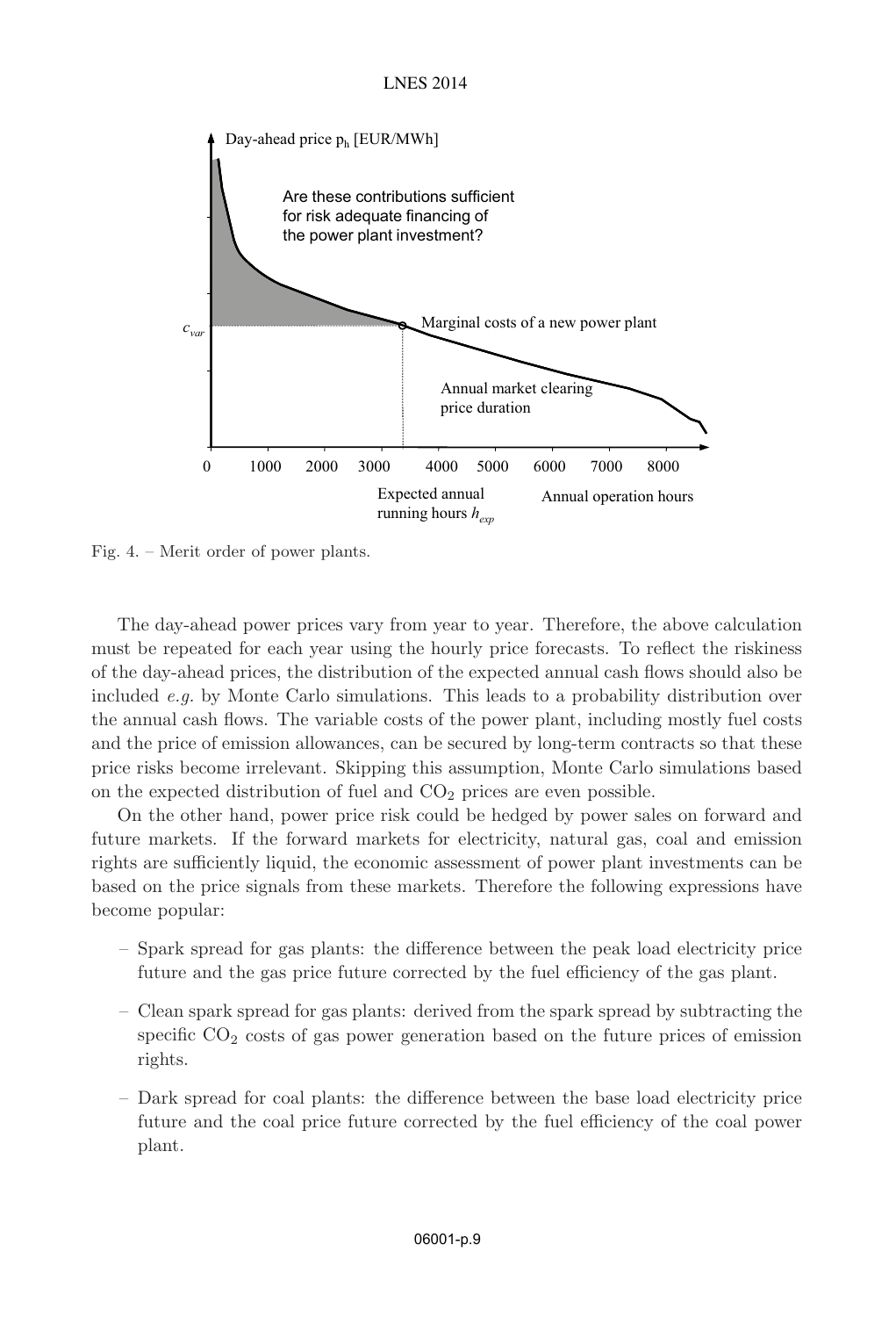Fig. 4. – Merit order of power plants.

The day-ahead power prices vary from year to year. Therefore, the above calculation must be repeated for each year using the hourly price forecasts. To reflect the riskiness of the day-ahead prices, the distribution of the expected annual cash flows should also be included *e.g.* by Monte Carlo simulations. This leads to a probability distribution over the annual cash flows. The variable costs of the power plant, including mostly fuel costs and the price of emission allowances, can be secured by long-term contracts so that these price risks become irrelevant. Skipping this assumption, Monte Carlo simulations based on the expected distribution of fuel and $CO_2$ prices are even possible.

On the other hand, power price risk could be hedged by power sales on forward and future markets. If the forward markets for electricity, natural gas, coal and emission rights are sufficiently liquid, the economic assessment of power plant investments can be based on the price signals from these markets. Therefore the following expressions have become popular:

- Spark spread for gas plants: the difference between the peak load electricity price future and the gas price future corrected by the fuel efficiency of the gas plant.
- Clean spark spread for gas plants: derived from the spark spread by subtracting the specific $CO_2$ costs of gas power generation based on the future prices of emission rights.
- Dark spread for coal plants: the difference between the base load electricity price future and the coal price future corrected by the fuel efficiency of the coal power plant.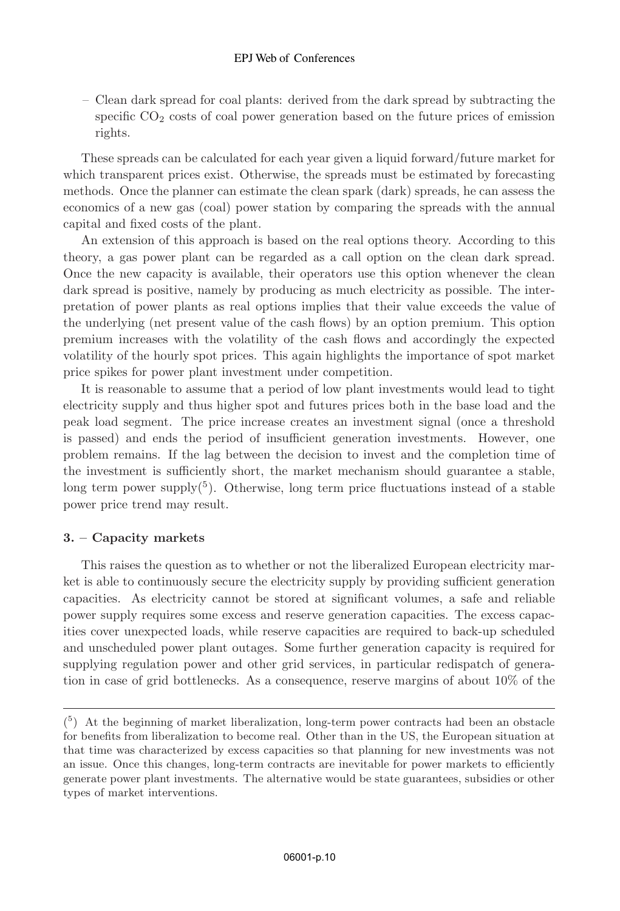– Clean dark spread for coal plants: derived from the dark spread by subtracting the specific $CO_2$ costs of coal power generation based on the future prices of emission rights.

These spreads can be calculated for each year given a liquid forward/future market for which transparent prices exist. Otherwise, the spreads must be estimated by forecasting methods. Once the planner can estimate the clean spark (dark) spreads, he can assess the economics of a new gas (coal) power station by comparing the spreads with the annual capital and fixed costs of the plant.

An extension of this approach is based on the real options theory. According to this theory, a gas power plant can be regarded as a call option on the clean dark spread. Once the new capacity is available, their operators use this option whenever the clean dark spread is positive, namely by producing as much electricity as possible. The interpretation of power plants as real options implies that their value exceeds the value of the underlying (net present value of the cash flows) by an option premium. This option premium increases with the volatility of the cash flows and accordingly the expected volatility of the hourly spot prices. This again highlights the importance of spot market price spikes for power plant investment under competition.

It is reasonable to assume that a period of low plant investments would lead to tight electricity supply and thus higher spot and futures prices both in the base load and the peak load segment. The price increase creates an investment signal (once a threshold is passed) and ends the period of insufficient generation investments. However, one problem remains. If the lag between the decision to invest and the completion time of the investment is sufficiently short, the market mechanism should guarantee a stable, long term power supply([5]). Otherwise, long term price fluctuations instead of a stable power price trend may result.

## 3. – Capacity markets

This raises the question as to whether or not the liberalized European electricity market is able to continuously secure the electricity supply by providing sufficient generation capacities. As electricity cannot be stored at significant volumes, a safe and reliable power supply requires some excess and reserve generation capacities. The excess capacities cover unexpected loads, while reserve capacities are required to back-up scheduled and unscheduled power plant outages. Some further generation capacity is required for supplying regulation power and other grid services, in particular redispatch of generation in case of grid bottlenecks. As a consequence, reserve margins of about 10% of the

---

([5]) At the beginning of market liberalization, long-term power contracts had been an obstacle for benefits from liberalization to become real. Other than in the US, the European situation at that time was characterized by excess capacities so that planning for new investments was not an issue. Once this changes, long-term contracts are inevitable for power markets to efficiently generate power plant investments. The alternative would be state guarantees, subsidies or other types of market interventions.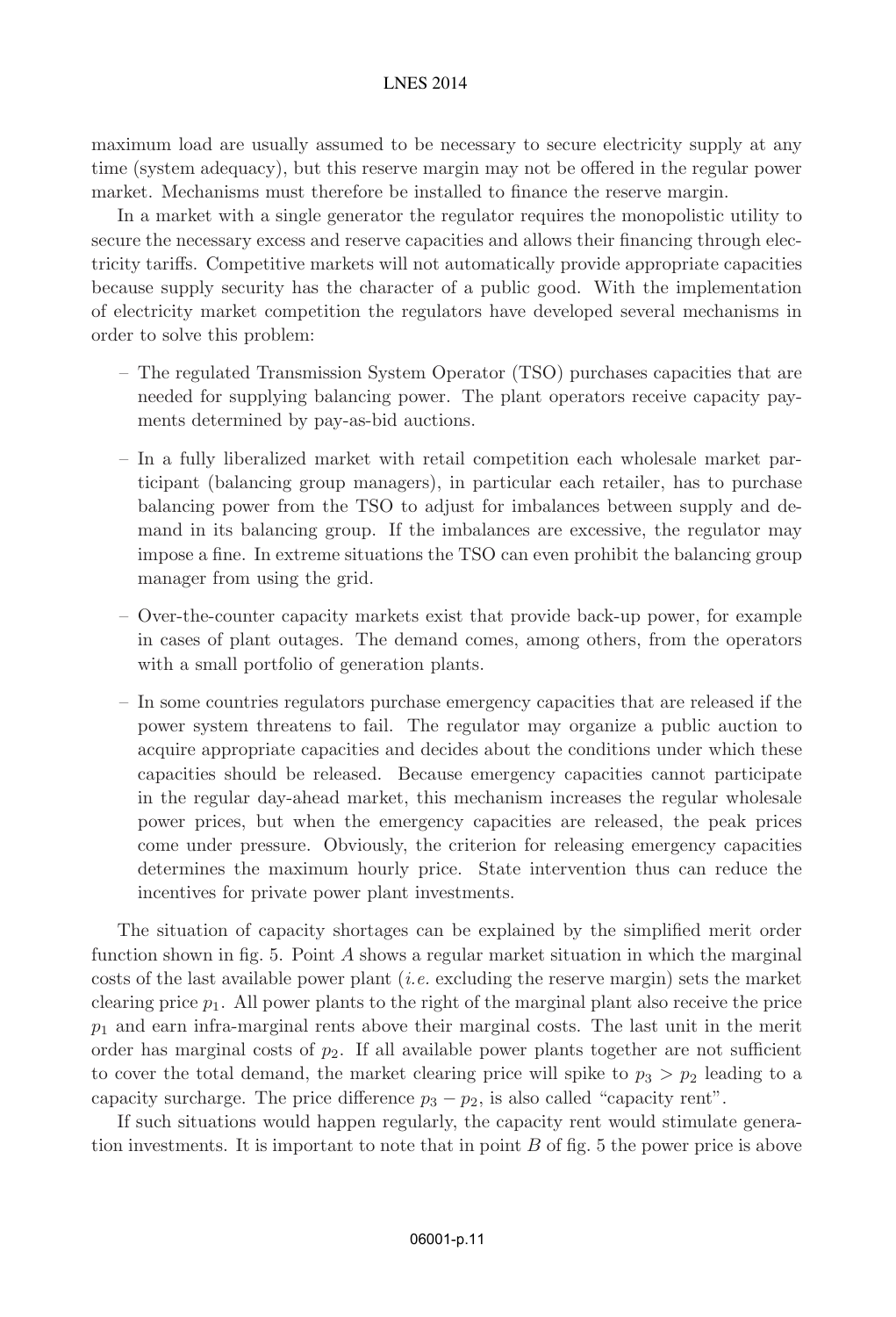maximum load are usually assumed to be necessary to secure electricity supply at any time (system adequacy), but this reserve margin may not be offered in the regular power market. Mechanisms must therefore be installed to finance the reserve margin.

In a market with a single generator the regulator requires the monopolistic utility to secure the necessary excess and reserve capacities and allows their financing through electricity tariffs. Competitive markets will not automatically provide appropriate capacities because supply security has the character of a public good. With the implementation of electricity market competition the regulators have developed several mechanisms in order to solve this problem:

- The regulated Transmission System Operator (TSO) purchases capacities that are needed for supplying balancing power. The plant operators receive capacity payments determined by pay-as-bid auctions.
- In a fully liberalized market with retail competition each wholesale market participant (balancing group managers), in particular each retailer, has to purchase balancing power from the TSO to adjust for imbalances between supply and demand in its balancing group. If the imbalances are excessive, the regulator may impose a fine. In extreme situations the TSO can even prohibit the balancing group manager from using the grid.
- Over-the-counter capacity markets exist that provide back-up power, for example in cases of plant outages. The demand comes, among others, from the operators with a small portfolio of generation plants.
- In some countries regulators purchase emergency capacities that are released if the power system threatens to fail. The regulator may organize a public auction to acquire appropriate capacities and decides about the conditions under which these capacities should be released. Because emergency capacities cannot participate in the regular day-ahead market, this mechanism increases the regular wholesale power prices, but when the emergency capacities are released, the peak prices come under pressure. Obviously, the criterion for releasing emergency capacities determines the maximum hourly price. State intervention thus can reduce the incentives for private power plant investments.

The situation of capacity shortages can be explained by the simplified merit order function shown in fig. 5. Point $A$ shows a regular market situation in which the marginal costs of the last available power plant (*i.e.* excluding the reserve margin) sets the market clearing price $p_1$. All power plants to the right of the marginal plant also receive the price $p_1$ and earn infra-marginal rents above their marginal costs. The last unit in the merit order has marginal costs of $p_2$. If all available power plants together are not sufficient to cover the total demand, the market clearing price will spike to $p_3 > p_2$ leading to a capacity surcharge. The price difference $p_3 - p_2$, is also called "capacity rent".

If such situations would happen regularly, the capacity rent would stimulate generation investments. It is important to note that in point $B$ of fig. 5 the power price is above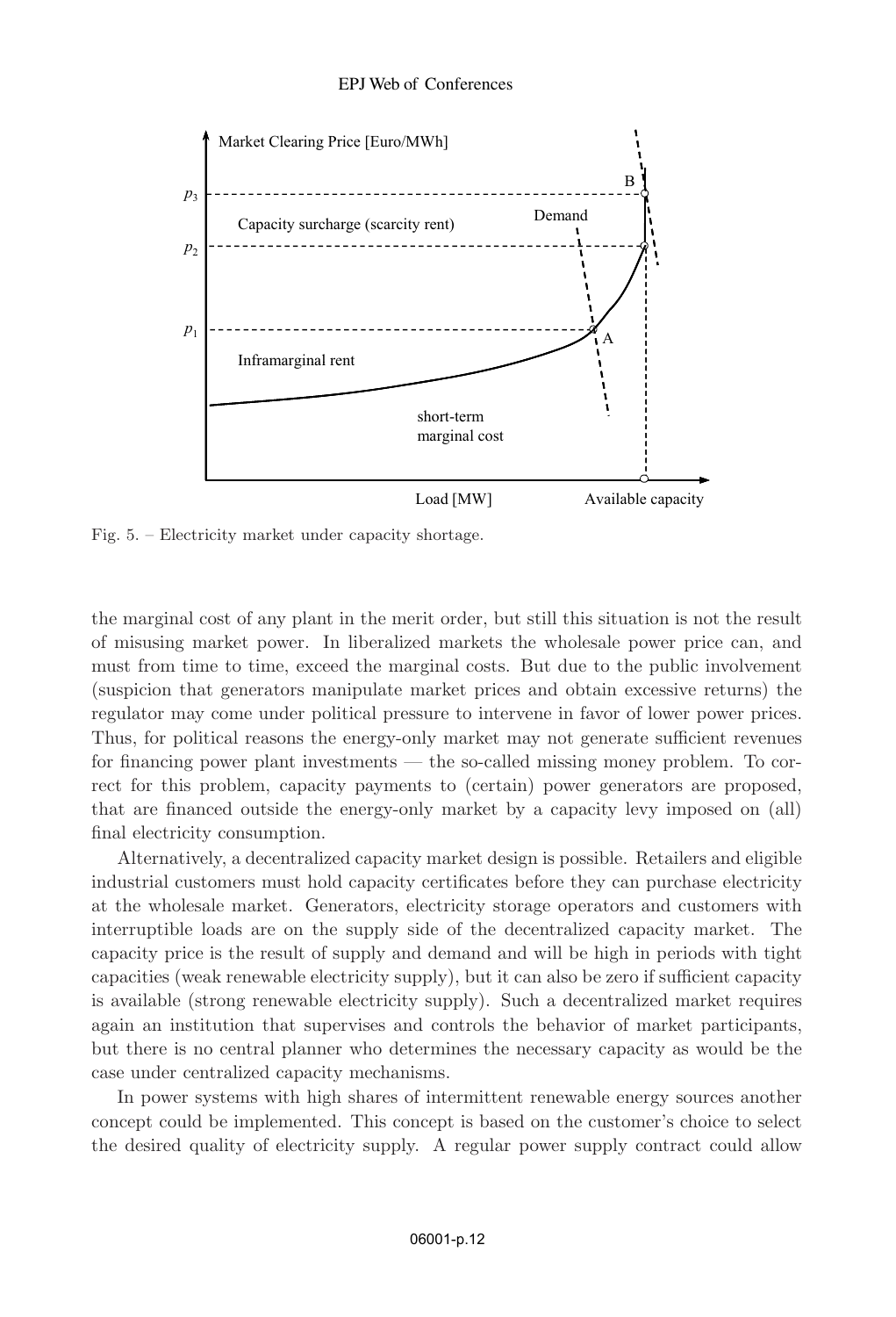Fig. 5. – Electricity market under capacity shortage.

the marginal cost of any plant in the merit order, but still this situation is not the result of misusing market power. In liberalized markets the wholesale power price can, and must from time to time, exceed the marginal costs. But due to the public involvement (suspicion that generators manipulate market prices and obtain excessive returns) the regulator may come under political pressure to intervene in favor of lower power prices. Thus, for political reasons the energy-only market may not generate sufficient revenues for financing power plant investments — the so-called missing money problem. To correct for this problem, capacity payments to (certain) power generators are proposed, that are financed outside the energy-only market by a capacity levy imposed on (all) final electricity consumption.

Alternatively, a decentralized capacity market design is possible. Retailers and eligible industrial customers must hold capacity certificates before they can purchase electricity at the wholesale market. Generators, electricity storage operators and customers with interruptible loads are on the supply side of the decentralized capacity market. The capacity price is the result of supply and demand and will be high in periods with tight capacities (weak renewable electricity supply), but it can also be zero if sufficient capacity is available (strong renewable electricity supply). Such a decentralized market requires again an institution that supervises and controls the behavior of market participants, but there is no central planner who determines the necessary capacity as would be the case under centralized capacity mechanisms.

In power systems with high shares of intermittent renewable energy sources another concept could be implemented. This concept is based on the customer's choice to select the desired quality of electricity supply. A regular power supply contract could allow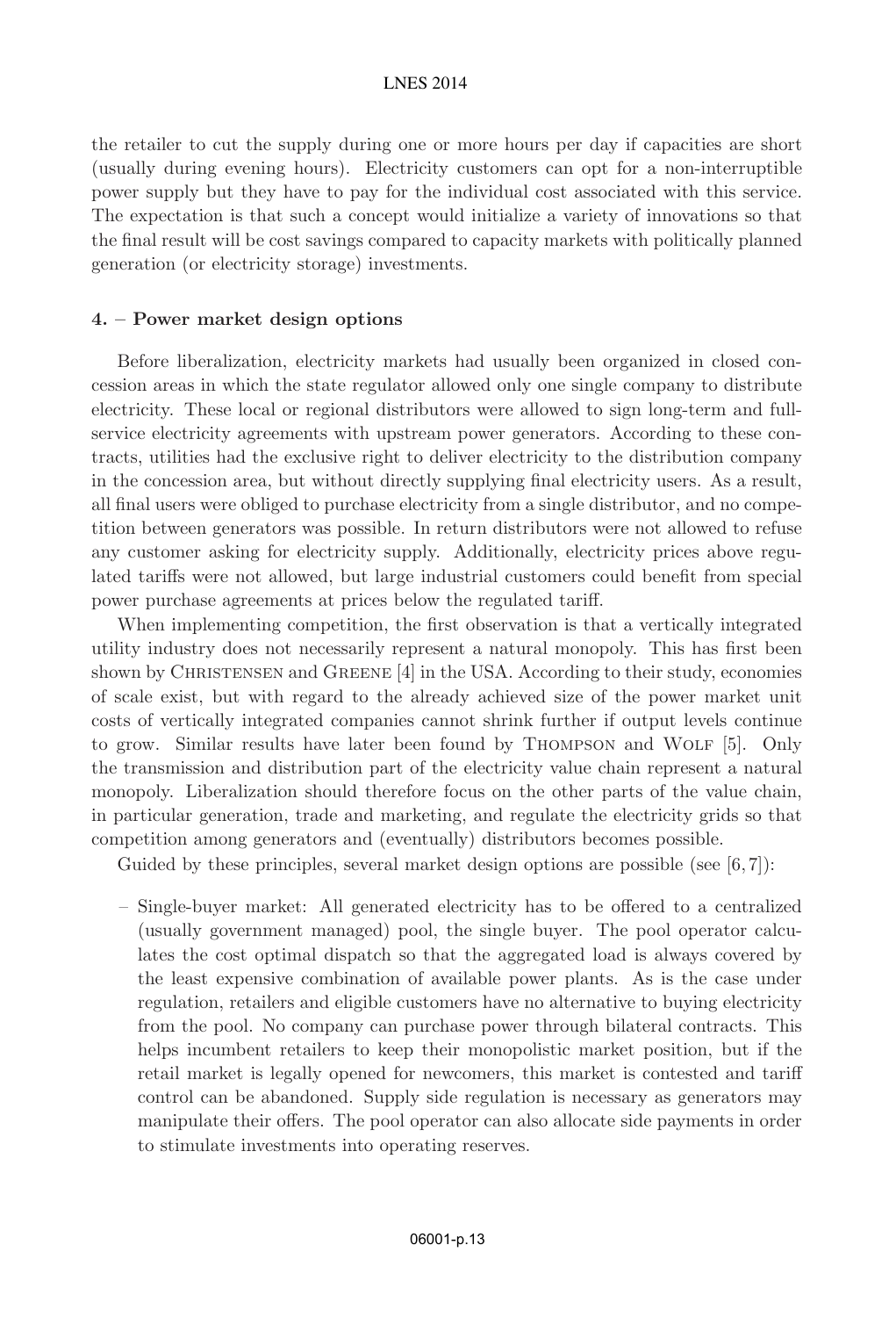the retailer to cut the supply during one or more hours per day if capacities are short (usually during evening hours). Electricity customers can opt for a non-interruptible power supply but they have to pay for the individual cost associated with this service. The expectation is that such a concept would initialize a variety of innovations so that the final result will be cost savings compared to capacity markets with politically planned generation (or electricity storage) investments.

## 4. – Power market design options

Before liberalization, electricity markets had usually been organized in closed concession areas in which the state regulator allowed only one single company to distribute electricity. These local or regional distributors were allowed to sign long-term and full-service electricity agreements with upstream power generators. According to these contracts, utilities had the exclusive right to deliver electricity to the distribution company in the concession area, but without directly supplying final electricity users. As a result, all final users were obliged to purchase electricity from a single distributor, and no competition between generators was possible. In return distributors were not allowed to refuse any customer asking for electricity supply. Additionally, electricity prices above regulated tariffs were not allowed, but large industrial customers could benefit from special power purchase agreements at prices below the regulated tariff.

When implementing competition, the first observation is that a vertically integrated utility industry does not necessarily represent a natural monopoly. This has first been shown by Christensen and Greene [4] in the USA. According to their study, economies of scale exist, but with regard to the already achieved size of the power market unit costs of vertically integrated companies cannot shrink further if output levels continue to grow. Similar results have later been found by Thompson and Wolf [5]. Only the transmission and distribution part of the electricity value chain represent a natural monopoly. Liberalization should therefore focus on the other parts of the value chain, in particular generation, trade and marketing, and regulate the electricity grids so that competition among generators and (eventually) distributors becomes possible.

Guided by these principles, several market design options are possible (see [6, 7]):

- Single-buyer market: All generated electricity has to be offered to a centralized (usually government managed) pool, the single buyer. The pool operator calculates the cost optimal dispatch so that the aggregated load is always covered by the least expensive combination of available power plants. As is the case under regulation, retailers and eligible customers have no alternative to buying electricity from the pool. No company can purchase power through bilateral contracts. This helps incumbent retailers to keep their monopolistic market position, but if the retail market is legally opened for newcomers, this market is contested and tariff control can be abandoned. Supply side regulation is necessary as generators may manipulate their offers. The pool operator can also allocate side payments in order to stimulate investments into operating reserves.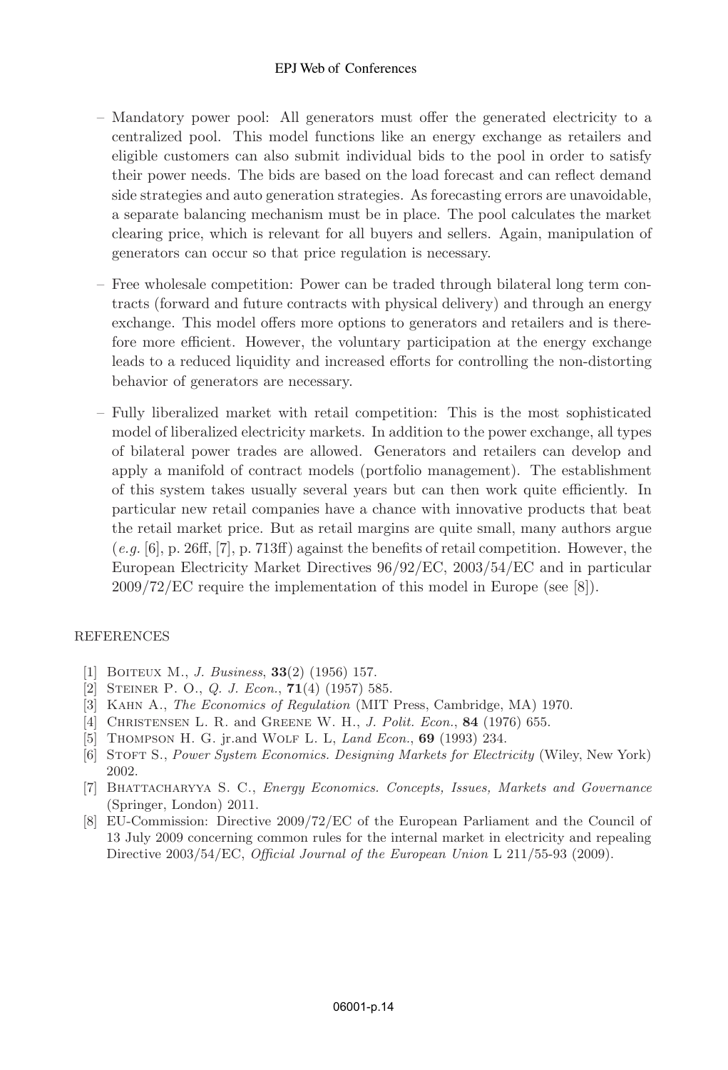- Mandatory power pool: All generators must offer the generated electricity to a centralized pool. This model functions like an energy exchange as retailers and eligible customers can also submit individual bids to the pool in order to satisfy their power needs. The bids are based on the load forecast and can reflect demand side strategies and auto generation strategies. As forecasting errors are unavoidable, a separate balancing mechanism must be in place. The pool calculates the market clearing price, which is relevant for all buyers and sellers. Again, manipulation of generators can occur so that price regulation is necessary.

- Free wholesale competition: Power can be traded through bilateral long term contracts (forward and future contracts with physical delivery) and through an energy exchange. This model offers more options to generators and retailers and is therefore more efficient. However, the voluntary participation at the energy exchange leads to a reduced liquidity and increased efforts for controlling the non-distorting behavior of generators are necessary.

- Fully liberalized market with retail competition: This is the most sophisticated model of liberalized electricity markets. In addition to the power exchange, all types of bilateral power trades are allowed. Generators and retailers can develop and apply a manifold of contract models (portfolio management). The establishment of this system takes usually several years but can then work quite efficiently. In particular new retail companies have a chance with innovative products that beat the retail market price. But as retail margins are quite small, many authors argue (*e.g.* [6], p. 26ff, [7], p. 713ff) against the benefits of retail competition. However, the European Electricity Market Directives 96/92/EC, 2003/54/EC and in particular 2009/72/EC require the implementation of this model in Europe (see [8]).

## REFERENCES

[1] Boiteux M., *J. Business*, **33**(2) (1956) 157.

[2] Steiner P. O., *Q. J. Econ.*, **71**(4) (1957) 585.

[3] Kahn A., *The Economics of Regulation* (MIT Press, Cambridge, MA) 1970.

[4] Christensen L. R. and Greene W. H., *J. Polit. Econ.*, **84** (1976) 655.

[5] Thompson H. G. jr.and Wolf L. L, *Land Econ.*, **69** (1993) 234.

[6] Stoft S., *Power System Economics. Designing Markets for Electricity* (Wiley, New York) 2002.

[7] Bhattacharyya S. C., *Energy Economics. Concepts, Issues, Markets and Governance* (Springer, London) 2011.

[8] EU-Commission: Directive 2009/72/EC of the European Parliament and the Council of 13 July 2009 concerning common rules for the internal market in electricity and repealing Directive 2003/54/EC, *Official Journal of the European Union* L 211/55-93 (2009).